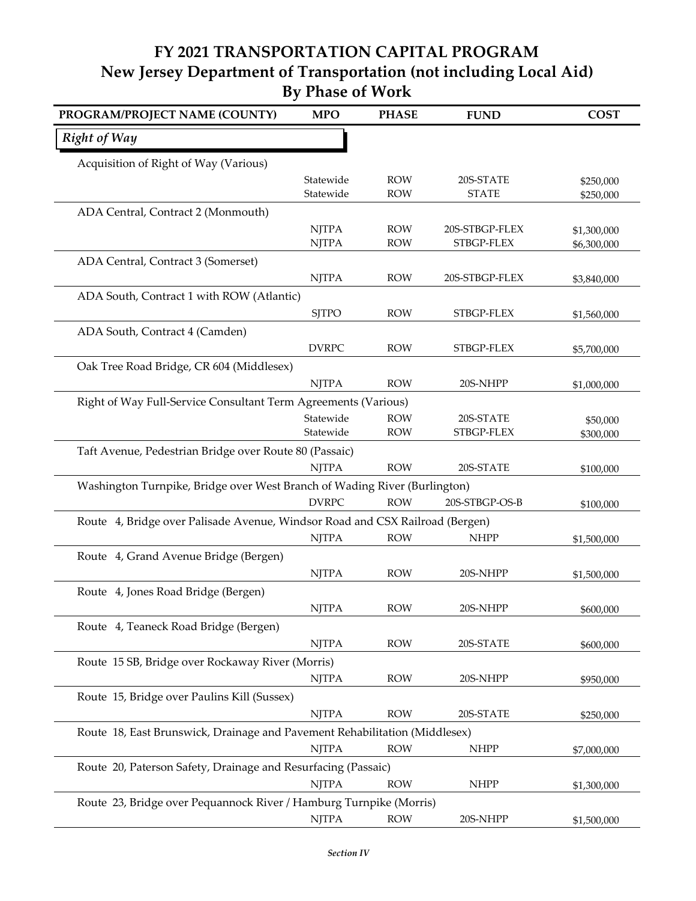# FY 2021 TRANSPORTATION CAPITAL PROGRAM
## New Jersey Department of Transportation (not including Local Aid)
## By Phase of Work

| PROGRAM/PROJECT NAME (COUNTY) | MPO | PHASE | FUND | COST |
|---|---|---|---|---|
| ***Right of Way*** | | | | |
| Acquisition of Right of Way (Various) | | | | |
| | Statewide | ROW | 20S-STATE | $250,000 |
| | Statewide | ROW | STATE | $250,000 |
| ADA Central, Contract 2 (Monmouth) | | | | |
| | NJTPA | ROW | 20S-STBGP-FLEX | $1,300,000 |
| | NJTPA | ROW | STBGP-FLEX | $6,300,000 |
| ADA Central, Contract 3 (Somerset) | | | | |
| | NJTPA | ROW | 20S-STBGP-FLEX | $3,840,000 |
| ADA South, Contract 1 with ROW (Atlantic) | | | | |
| | SJTPO | ROW | STBGP-FLEX | $1,560,000 |
| ADA South, Contract 4 (Camden) | | | | |
| | DVRPC | ROW | STBGP-FLEX | $5,700,000 |
| Oak Tree Road Bridge, CR 604 (Middlesex) | | | | |
| | NJTPA | ROW | 20S-NHPP | $1,000,000 |
| Right of Way Full-Service Consultant Term Agreements (Various) | | | | |
| | Statewide | ROW | 20S-STATE | $50,000 |
| | Statewide | ROW | STBGP-FLEX | $300,000 |
| Taft Avenue, Pedestrian Bridge over Route 80 (Passaic) | | | | |
| | NJTPA | ROW | 20S-STATE | $100,000 |
| Washington Turnpike, Bridge over West Branch of Wading River (Burlington) | | | | |
| | DVRPC | ROW | 20S-STBGP-OS-B | $100,000 |
| Route 4, Bridge over Palisade Avenue, Windsor Road and CSX Railroad (Bergen) | | | | |
| | NJTPA | ROW | NHPP | $1,500,000 |
| Route 4, Grand Avenue Bridge (Bergen) | | | | |
| | NJTPA | ROW | 20S-NHPP | $1,500,000 |
| Route 4, Jones Road Bridge (Bergen) | | | | |
| | NJTPA | ROW | 20S-NHPP | $600,000 |
| Route 4, Teaneck Road Bridge (Bergen) | | | | |
| | NJTPA | ROW | 20S-STATE | $600,000 |
| Route 15 SB, Bridge over Rockaway River (Morris) | | | | |
| | NJTPA | ROW | 20S-NHPP | $950,000 |
| Route 15, Bridge over Paulins Kill (Sussex) | | | | |
| | NJTPA | ROW | 20S-STATE | $250,000 |
| Route 18, East Brunswick, Drainage and Pavement Rehabilitation (Middlesex) | | | | |
| | NJTPA | ROW | NHPP | $7,000,000 |
| Route 20, Paterson Safety, Drainage and Resurfacing (Passaic) | | | | |
| | NJTPA | ROW | NHPP | $1,300,000 |
| Route 23, Bridge over Pequannock River / Hamburg Turnpike (Morris) | | | | |
| | NJTPA | ROW | 20S-NHPP | $1,500,000 |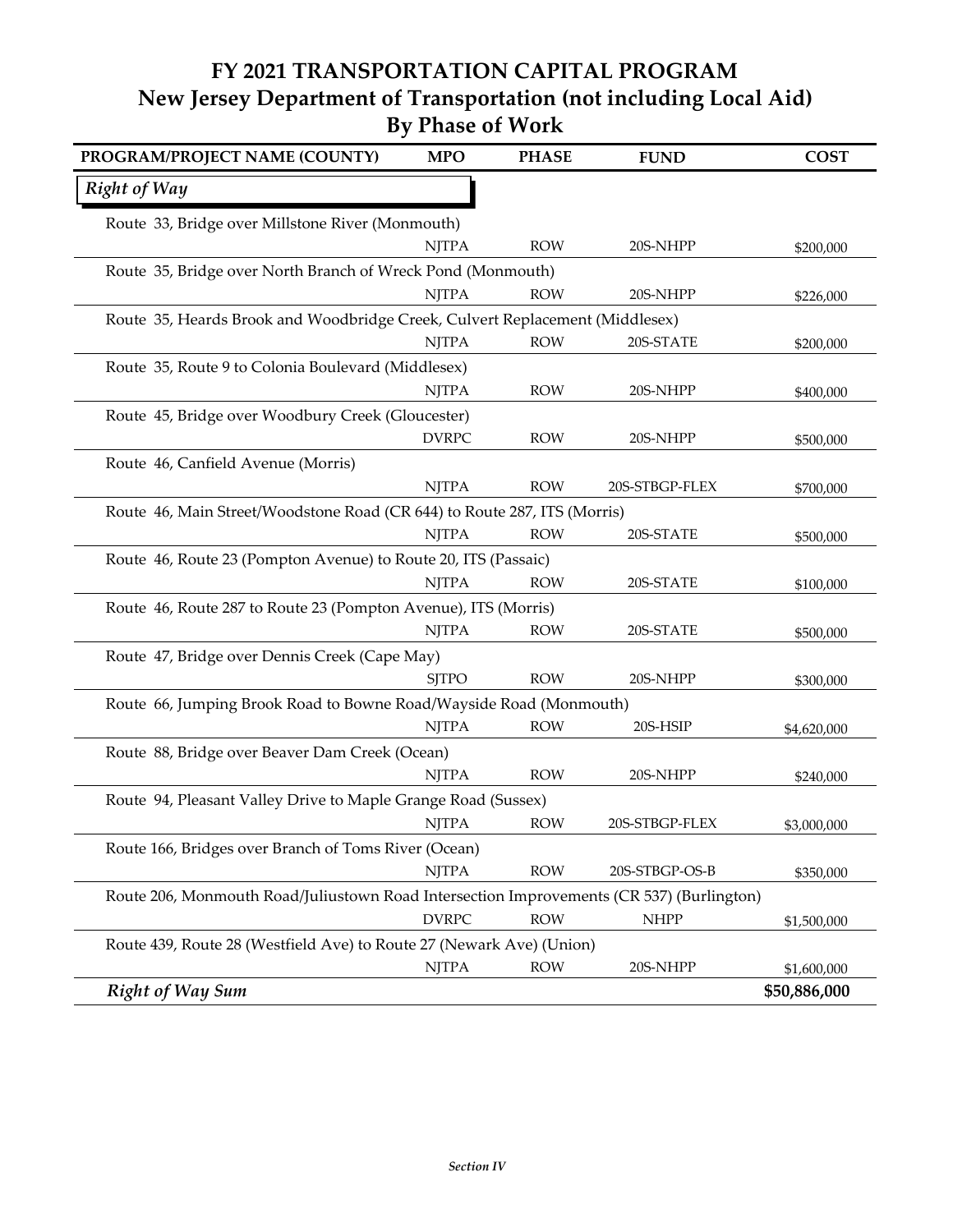# FY 2021 TRANSPORTATION CAPITAL PROGRAM
## New Jersey Department of Transportation (not including Local Aid)
## By Phase of Work

| PROGRAM/PROJECT NAME (COUNTY) | MPO | PHASE | FUND | COST |
|---|---|---|---|---|
| ***Right of Way*** | | | | |
| Route 33, Bridge over Millstone River (Monmouth) | NJTPA | ROW | 20S-NHPP | $200,000 |
| Route 35, Bridge over North Branch of Wreck Pond (Monmouth) | NJTPA | ROW | 20S-NHPP | $226,000 |
| Route 35, Heards Brook and Woodbridge Creek, Culvert Replacement (Middlesex) | NJTPA | ROW | 20S-STATE | $200,000 |
| Route 35, Route 9 to Colonia Boulevard (Middlesex) | NJTPA | ROW | 20S-NHPP | $400,000 |
| Route 45, Bridge over Woodbury Creek (Gloucester) | DVRPC | ROW | 20S-NHPP | $500,000 |
| Route 46, Canfield Avenue (Morris) | NJTPA | ROW | 20S-STBGP-FLEX | $700,000 |
| Route 46, Main Street/Woodstone Road (CR 644) to Route 287, ITS (Morris) | NJTPA | ROW | 20S-STATE | $500,000 |
| Route 46, Route 23 (Pompton Avenue) to Route 20, ITS (Passaic) | NJTPA | ROW | 20S-STATE | $100,000 |
| Route 46, Route 287 to Route 23 (Pompton Avenue), ITS (Morris) | NJTPA | ROW | 20S-STATE | $500,000 |
| Route 47, Bridge over Dennis Creek (Cape May) | SJTPO | ROW | 20S-NHPP | $300,000 |
| Route 66, Jumping Brook Road to Bowne Road/Wayside Road (Monmouth) | NJTPA | ROW | 20S-HSIP | $4,620,000 |
| Route 88, Bridge over Beaver Dam Creek (Ocean) | NJTPA | ROW | 20S-NHPP | $240,000 |
| Route 94, Pleasant Valley Drive to Maple Grange Road (Sussex) | NJTPA | ROW | 20S-STBGP-FLEX | $3,000,000 |
| Route 166, Bridges over Branch of Toms River (Ocean) | NJTPA | ROW | 20S-STBGP-OS-B | $350,000 |
| Route 206, Monmouth Road/Juliustown Road Intersection Improvements (CR 537) (Burlington) | DVRPC | ROW | NHPP | $1,500,000 |
| Route 439, Route 28 (Westfield Ave) to Route 27 (Newark Ave) (Union) | NJTPA | ROW | 20S-NHPP | $1,600,000 |
| ***Right of Way Sum*** | | | | **$50,886,000** |

*Section IV*